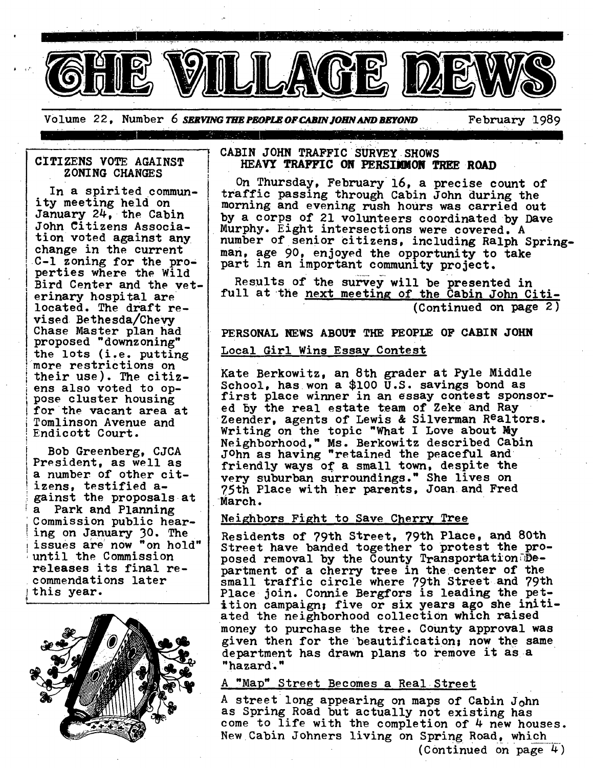# THE VILLAGE NEWS

Volume 22, Number 6 *SERVING THE PEOPLE OF CABIN JOHN AND BEYOND* February 1989

## CITIZENS VOTE AGAINST ZONING CHANGES

In a spirited community meeting held on January 24, the Cabin John Citizens Association voted against any change in the current C-1 zoning for the properties where the Wild Bird Center and the veterinary hospital are located. The draft revised Bethesda/Chevy Chase Master plan had proposed "downzoning" the lots (i.e. putting more restrictions on their use). The citizens also voted to oppose cluster housing for the vacant area at Tomlinson Avenue and Endicott Court.

Bob Greenberg, CJCA President, as well as a number of other citizens, testified against the proposals at a Park and Planning Commission public hearing on January 30. The issues are now "on hold" until the Commission releases its final recommendations later this year.

## CABIN JOHN TRAFFIC SURVEY SHOWS HEAVY TRAFFIC ON PERSIMMON TREE ROAD

On Thursday, February 16, a precise count of traffic passing through Cabin John during the morning and evening rush hours was carried out by a corps of 21 volunteers coordinated by Dave Murphy. Eight intersections were covered. A number of senior citizens, including Ralph Springman, age 90, enjoyed the opportunity to take part in an important community project.

Results of the survey will be presented in full at the next meeting of the Cabin John Citi-

(Continued on page 2)

## PERSONAL NEWS ABOUT THE PEOPLE OF CABIN JOHN

### Local Girl Wins Essay Contest

Kate Berkowitz, an 8th grader at Pyle Middle School, has won a $100 U.S. savings bond as first place winner in an essay contest sponsored by the real estate team of Zeke and Ray Zeender, agents of Lewis & Silverman Realtors. Writing on the topic "What I Love about My Neighborhood," Ms. Berkowitz described Cabin John as having "retained the peaceful and friendly ways of a small town, despite the very suburban surroundings." She lives on 75th Place with her parents, Joan and Fred March.

### Neighbors Fight to Save Cherry Tree

Residents of 79th Street, 79th Place, and 80th Street have banded together to protest the proposed removal by the County Transportation Department of a cherry tree in the center of the small traffic circle where 79th Street and 79th Place join. Connie Bergfors is leading the petition campaign; five or six years ago she initiated the neighborhood collection which raised money to purchase the tree. County approval was given then for the beautification; now the same department has drawn plans to remove it as a "hazard."

### A "Map" Street Becomes a Real Street

A street long appearing on maps of Cabin John as Spring Road but actually not existing has come to life with the completion of 4 new houses. New Cabin Johners living on Spring Road, which

(Continued on page 4)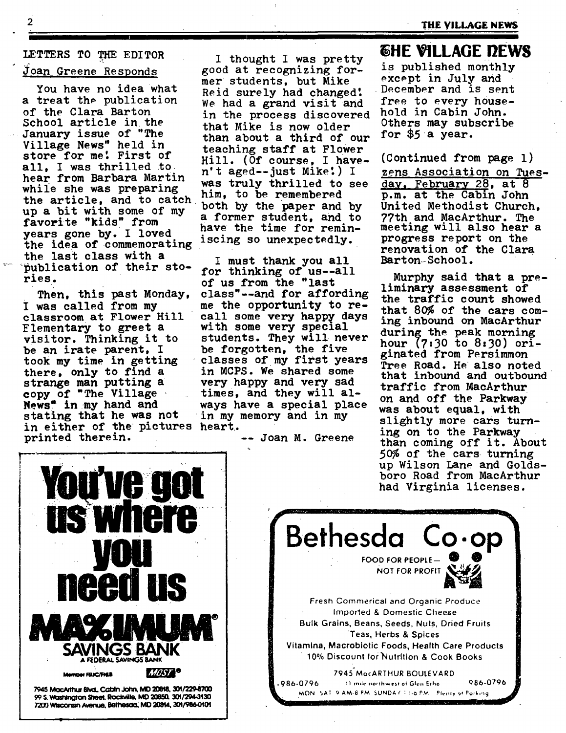## LETTERS TO THE EDITOR

### Joan Greene Responds

You have no idea what a treat the publication of the Clara Barton School article in the January issue of "The Village News" held in store for me! First of all, I was thrilled to hear from Barbara Martin while she was preparing the article, and to catch up a bit with some of my favorite "kids" from years gone by. I loved the idea of commemorating the last class with a publication of their stories.

Then, this past Monday, I was called from my classroom at Flower Hill Elementary to greet a visitor. Thinking it to be an irate parent, I took my time in getting there, only to find a strange man putting a copy of "The Village News" in my hand and stating that he was not in either of the pictures printed therein.

I thought I was pretty good at recognizing former students, but Mike Reid surely had changed! We had a grand visit and in the process discovered that Mike is now older than about a third of our teaching staff at Flower Hill. (Of course, I haven't aged--just Mike!) I was truly thrilled to see him, to be remembered both by the paper and by a former student, and to have the time for reminiscing so unexpectedly.

I must thank you all for thinking of us--all of us from the "last class"--and for affording me the opportunity to recall some very happy days with some very special students. They will never be forgotten, the five classes of my first years in MCPS. We shared some very happy and very sad times, and they will always have a special place in my memory and in my heart.

-- Joan M. Greene

**You've got us where you need us**

**MAXIMUM SAVINGS BANK**
A FEDERAL SAVINGS BANK

Member FSLIC/FHLB — MOST®

7945 MacArthur Blvd., Cabin John, MD 20818, 301/229-8700
99 S. Washington Street, Rockville, MD 20850, 301/294-3130
7200 Wisconsin Avenue, Bethesda, MD 20814, 301/986-0101

# THE VILLAGE NEWS

is published monthly except in July and December and is sent free to every household in Cabin John. Others may subscribe for $5 a year.

(Continued from page 1)

zens Association on Tuesday, February 28, at 8 p.m. at the Cabin John United Methodist Church, 77th and MacArthur. The meeting will also hear a progress report on the renovation of the Clara Barton School.

Murphy said that a preliminary assessment of the traffic count showed that 80% of the cars coming inbound on MacArthur during the peak morning hour (7:30 to 8:30) originated from Persimmon Tree Road. He also noted that inbound and outbound traffic from MacArthur on and off the Parkway was about equal, with slightly more cars turning on to the Parkway than coming off it. About 50% of the cars turning up Wilson Lane and Goldsboro Road from MacArthur had Virginia licenses.

**Bethesda Co-op**

FOOD FOR PEOPLE — NOT FOR PROFIT

Fresh Commerical and Organic Produce
Imported & Domestic Cheese
Bulk Grains, Beans, Seeds, Nuts, Dried Fruits
Teas, Herbs & Spices
Vitamina, Macrobiotic Foods, Health Care Products
10% Discount for Nutrition & Cook Books

7945 MacARTHUR BOULEVARD
986-0796 — 1 mile northwest of Glen Echo — 986-0796
MON SAT 9 AM-8 PM SUNDAY 11-6 PM Plenty of Parking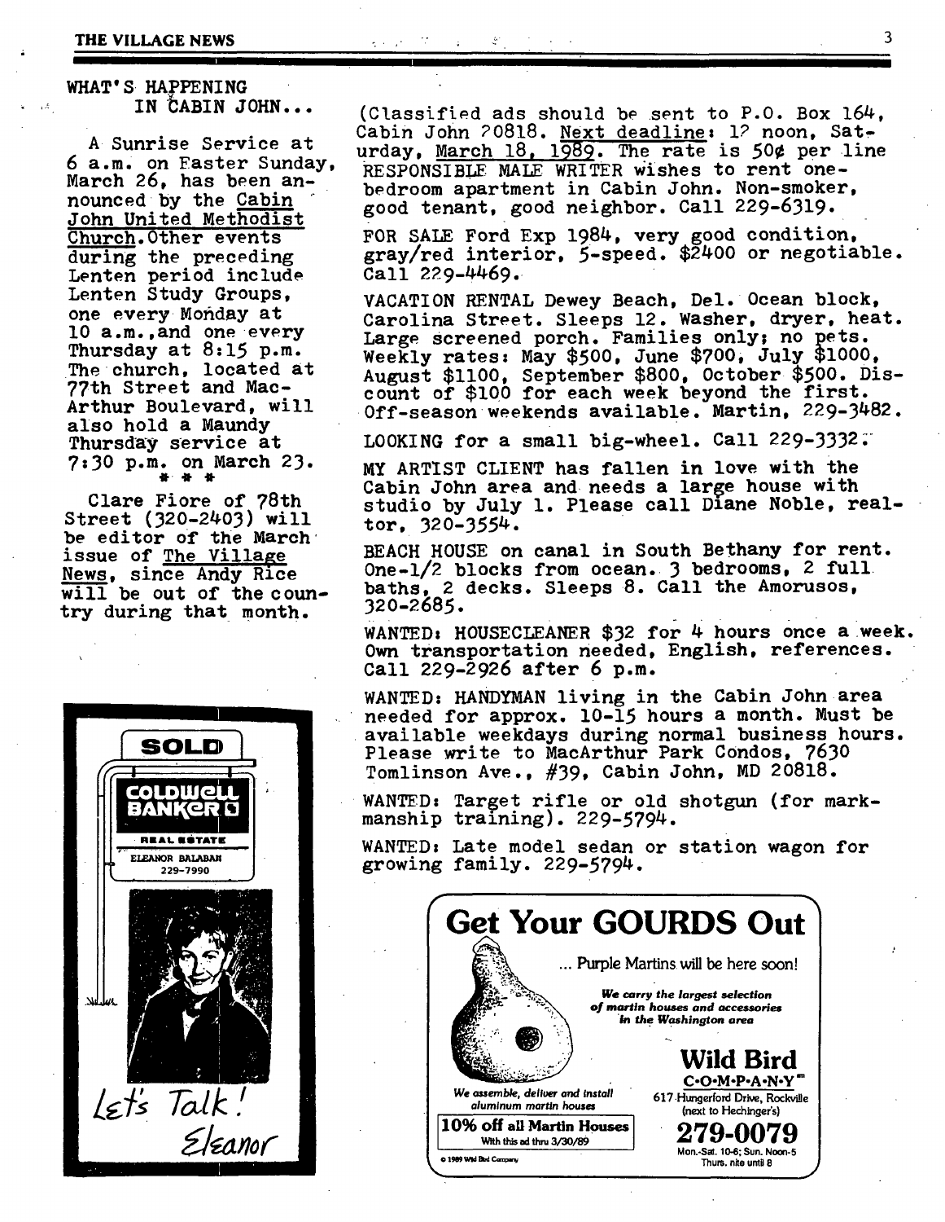## WHAT'S HAPPENING IN CABIN JOHN...

A Sunrise Service at 6 a.m. on Easter Sunday, March 26, has been announced by the Cabin John United Methodist Church. Other events during the preceding Lenten period include Lenten Study Groups, one every Monday at 10 a.m., and one every Thursday at 8:15 p.m. The church, located at 77th Street and MacArthur Boulevard, will also hold a Maundy Thursday service at 7:30 p.m. on March 23.

\* \* \*

Clare Fiore of 78th Street (320-2403) will be editor of the March issue of The Village News, since Andy Rice will be out of the country during that month.

SOLD

COLDWELL BANKER

REAL ESTATE

ELEANOR BALABAN
229-7990

Let's Talk!
Eleanor

(Classified ads should be sent to P.O. Box 164, Cabin John 20818. Next deadline: 12 noon, Saturday, March 18, 1989. The rate is 50¢ per line

RESPONSIBLE MALE WRITER wishes to rent one-bedroom apartment in Cabin John. Non-smoker, good tenant, good neighbor. Call 229-6319.

FOR SALE Ford Exp 1984, very good condition, gray/red interior, 5-speed. $2400 or negotiable. Call 229-4469.

VACATION RENTAL Dewey Beach, Del. Ocean block, Carolina Street. Sleeps 12. Washer, dryer, heat. Large screened porch. Families only; no pets. Weekly rates: May $500, June $700, July $1000, August $1100, September $800, October $500. Discount of $100 for each week beyond the first. Off-season weekends available. Martin, 229-3482.

LOOKING for a small big-wheel. Call 229-3332.

MY ARTIST CLIENT has fallen in love with the Cabin John area and needs a large house with studio by July 1. Please call Diane Noble, realtor, 320-3554.

BEACH HOUSE on canal in South Bethany for rent. One-1/2 blocks from ocean. 3 bedrooms, 2 full baths, 2 decks. Sleeps 8. Call the Amorusos, 320-2685.

WANTED: HOUSECLEANER $32 for 4 hours once a week. Own transportation needed, English, references. Call 229-2926 after 6 p.m.

WANTED: HANDYMAN living in the Cabin John area needed for approx. 10-15 hours a month. Must be available weekdays during normal business hours. Please write to MacArthur Park Condos, 7630 Tomlinson Ave., #39, Cabin John, MD 20818.

WANTED: Target rifle or old shotgun (for marksmanship training). 229-5794.

WANTED: Late model sedan or station wagon for growing family. 229-5794.

## Get Your GOURDS Out

... Purple Martins will be here soon!

*We carry the largest selection of martin houses and accessories in the Washington area*

*We assemble, deliver and install aluminum martin houses*

**10% off all Martin Houses**
With this ad thru 3/30/89

**Wild Bird C·O·M·P·A·N·Y**
617 Hungerford Drive, Rockville
(next to Hechinger's)

**279-0079**
Mon.-Sat. 10-6; Sun. Noon-5
Thurs. nite until 8

© 1989 Wild Bird Company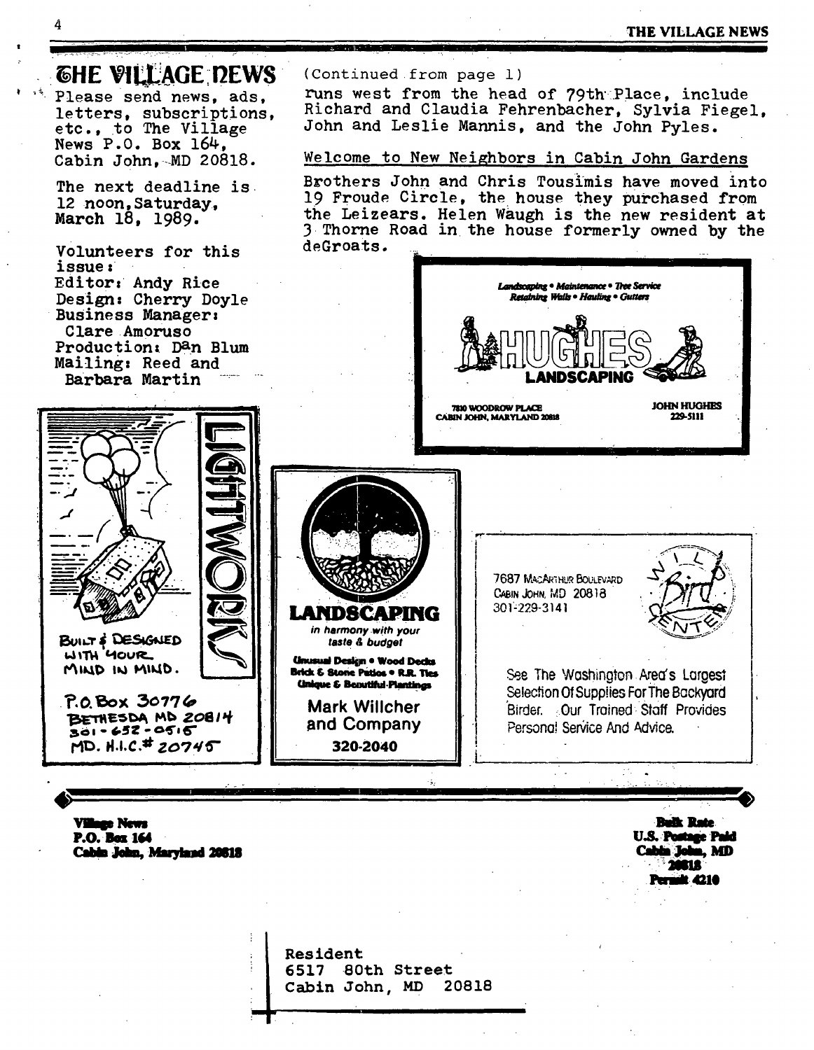## THE VILLAGE NEWS

Please send news, ads, letters, subscriptions, etc., to The Village News P.O. Box 164, Cabin John, MD 20818.

The next deadline is 12 noon, Saturday, March 18, 1989.

Volunteers for this issue:
Editor: Andy Rice
Design: Cherry Doyle
Business Manager: Clare Amoruso
Production: Dan Blum
Mailing: Reed and Barbara Martin

(Continued from page 1)

runs west from the head of 79th Place, include Richard and Claudia Fehrenbacher, Sylvia Fiegel, John and Leslie Mannis, and the John Pyles.

Welcome to New Neighbors in Cabin John Gardens

Brothers John and Chris Tousimis have moved into 19 Froude Circle, the house they purchased from the Leizears. Helen Waugh is the new resident at 3 Thorne Road in the house formerly owned by the deGroats.

Landscaping • Maintenance • Tree Service
Retaining Walls • Hauling • Gutters
HUGHES LANDSCAPING
7810 WOODROW PLACE
CABIN JOHN, MARYLAND 20818
JOHN HUGHES
229-5111

LIGHTWORKS
BUILT & DESIGNED WITH YOUR MIND IN MIND.
P.O. Box 30776
BETHESDA MD 20814
301-652-0515
MD. H.I.C.# 20745

LANDSCAPING
*in harmony with your taste & budget*
Unusual Design • Wood Decks
Brick & Stone Patios • R.R. Ties
Unique & Beautiful Plantings
Mark Willcher and Company
320-2040

7687 MacArthur Boulevard
Cabin John, MD 20818
301-229-3141
Wild Bird Center
See The Washington Area's Largest Selection Of Supplies For The Backyard Birder. Our Trained Staff Provides Personal Service And Advice.

**Village News
P.O. Box 164
Cabin John, Maryland 20818**

**Bulk Rate
U.S. Postage Paid
Cabin John, MD
20818
Permit 4210**

Resident
6517 80th Street
Cabin John, MD 20818